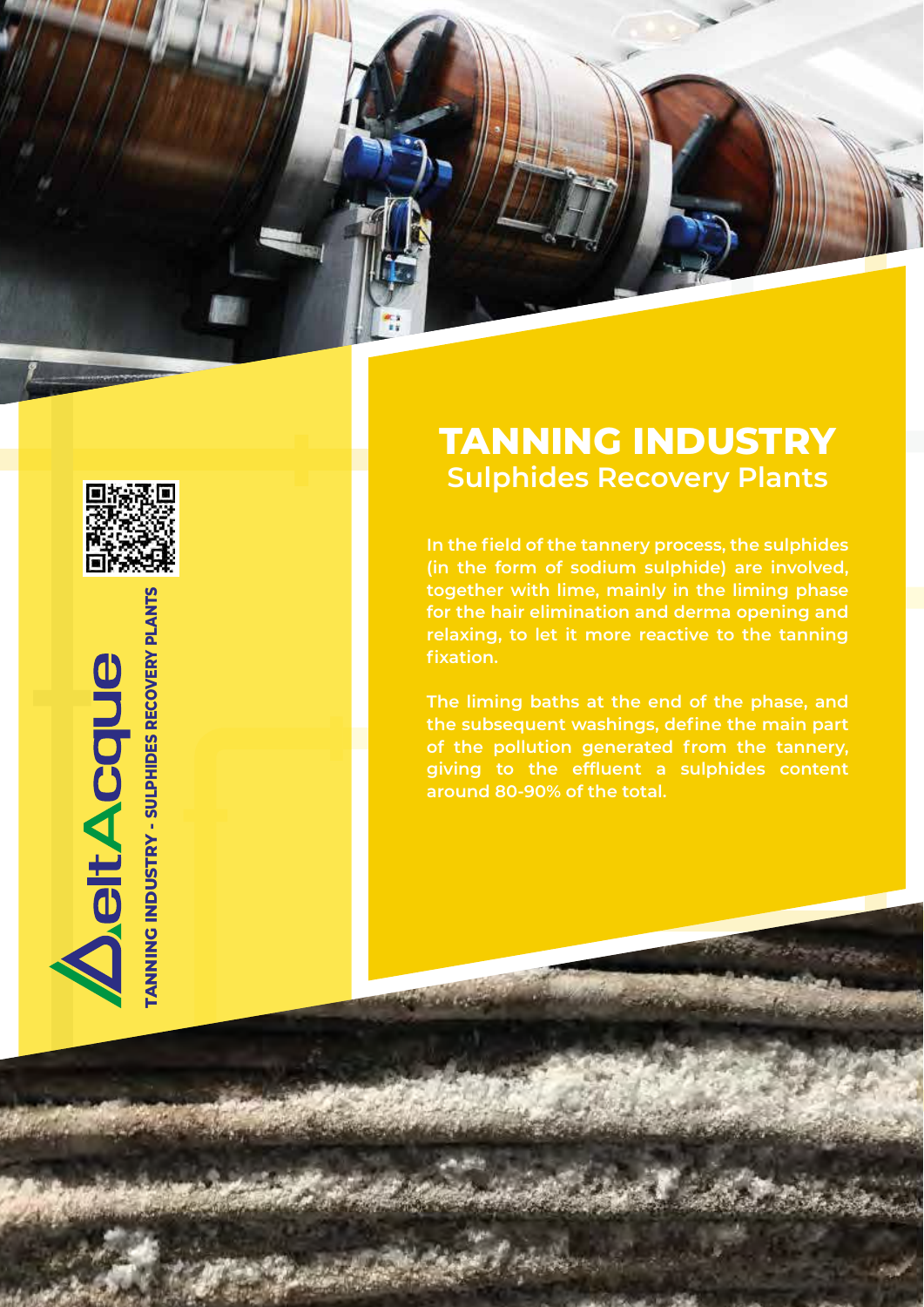DeltAcque

TANNING INDUSTRY - SULPHIDES RECOVERY PLANTS

# TANNING INDUSTRY

## Sulphides Recovery Plants

In the field of the tannery process, the sulphides (in the form of sodium sulphide) are involved, together with lime, mainly in the liming phase for the hair elimination and derma opening and relaxing, to let it more reactive to the tanning fixation.

The liming baths at the end of the phase, and the subsequent washings, define the main part of the pollution generated from the tannery, giving to the effluent a sulphides content around 80-90% of the total.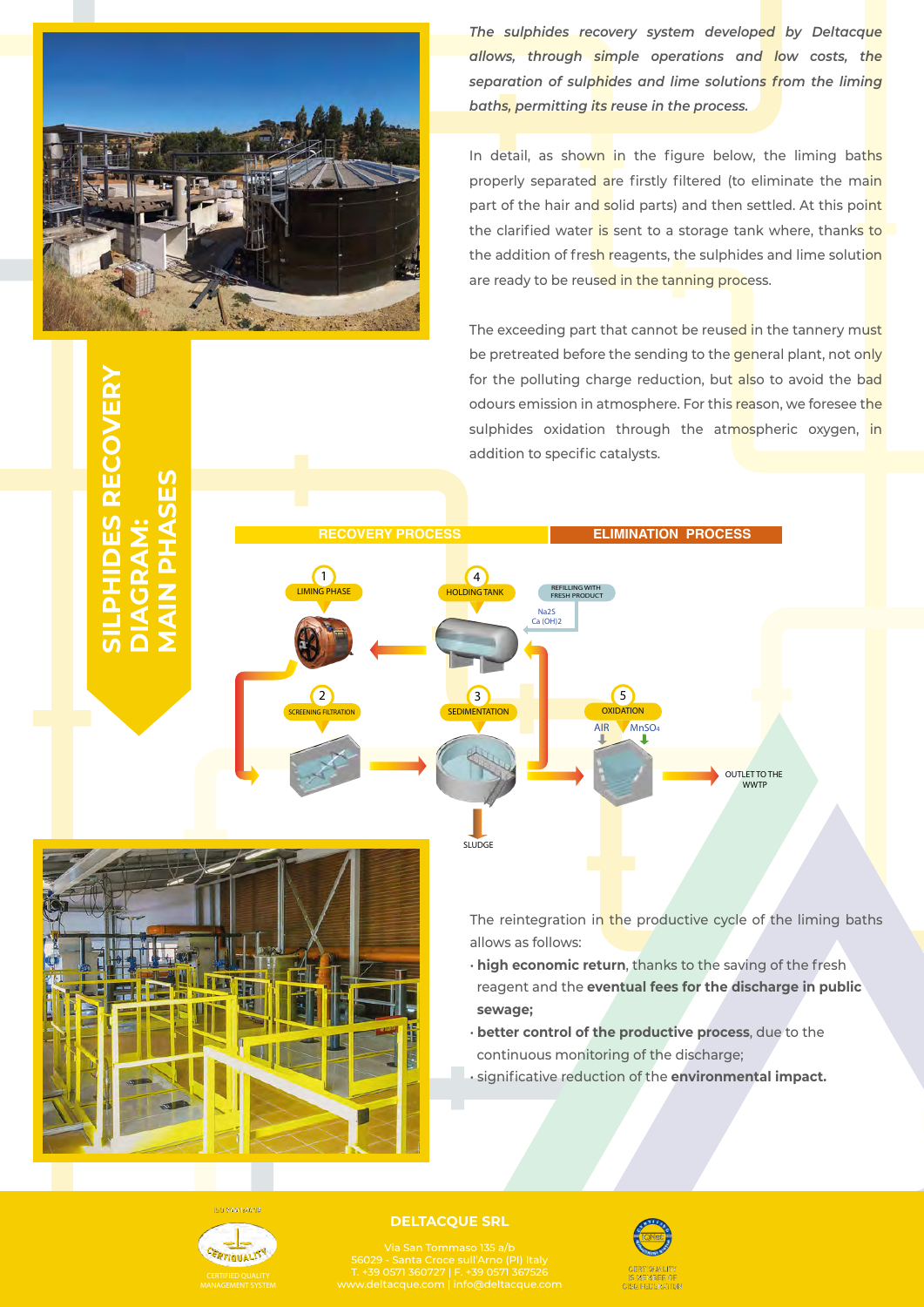# SILPHIDES RECOVERY DIAGRAM: MAIN PHASES

*The sulphides recovery system developed by Deltacque allows, through simple operations and low costs, the separation of sulphides and lime solutions from the liming baths, permitting its reuse in the process.*

In detail, as shown in the figure below, the liming baths properly separated are firstly filtered (to eliminate the main part of the hair and solid parts) and then settled. At this point the clarified water is sent to a storage tank where, thanks to the addition of fresh reagents, the sulphides and lime solution are ready to be reused in the tanning process.

The exceeding part that cannot be reused in the tannery must be pretreated before the sending to the general plant, not only for the polluting charge reduction, but also to avoid the bad odours emission in atmosphere. For this reason, we foresee the sulphides oxidation through the atmospheric oxygen, in addition to specific catalysts.

RECOVERY PROCESS

ELIMINATION PROCESS

1 LIMING PHASE

2 SCREENING FILTRATION

3 SEDIMENTATION

4 HOLDING TANK

REFILLING WITH FRESH PRODUCT

$Na_2S$

$Ca(OH)_2$

5 OXIDATION

AIR

$MnSO_4$

SLUDGE

OUTLET TO THE WWTP

The reintegration in the productive cycle of the liming baths allows as follows:

- **high economic return**, thanks to the saving of the fresh reagent and the **eventual fees for the discharge in public sewage;**
- **better control of the productive process**, due to the continuous monitoring of the discharge;
- significative reduction of the **environmental impact.**

CERTIFIED QUALITY MANAGEMENT SYSTEM

**DELTACQUE SRL**

Via San Tommaso 135 a/b
56029 - Santa Croce sull'Arno (PI) Italy
T. +39 0571 360727 | F. +39 0571 367526
www.deltacque.com | info@deltacque.com